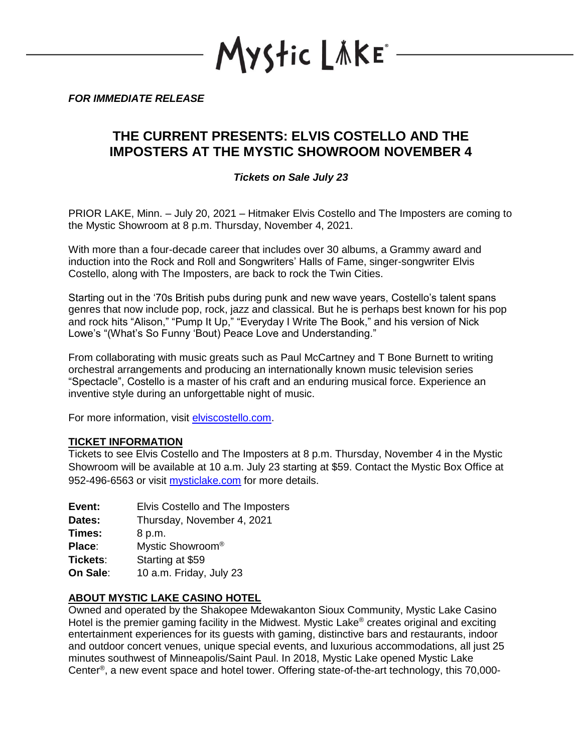Mystic Lake®

***FOR IMMEDIATE RELEASE***

# THE CURRENT PRESENTS: ELVIS COSTELLO AND THE IMPOSTERS AT THE MYSTIC SHOWROOM NOVEMBER 4

***Tickets on Sale July 23***

PRIOR LAKE, Minn. – July 20, 2021 – Hitmaker Elvis Costello and The Imposters are coming to the Mystic Showroom at 8 p.m. Thursday, November 4, 2021.

With more than a four-decade career that includes over 30 albums, a Grammy award and induction into the Rock and Roll and Songwriters' Halls of Fame, singer-songwriter Elvis Costello, along with The Imposters, are back to rock the Twin Cities.

Starting out in the '70s British pubs during punk and new wave years, Costello's talent spans genres that now include pop, rock, jazz and classical. But he is perhaps best known for his pop and rock hits "Alison," "Pump It Up," "Everyday I Write The Book," and his version of Nick Lowe's "(What's So Funny 'Bout) Peace Love and Understanding."

From collaborating with music greats such as Paul McCartney and T Bone Burnett to writing orchestral arrangements and producing an internationally known music television series "Spectacle", Costello is a master of his craft and an enduring musical force. Experience an inventive style during an unforgettable night of music.

For more information, visit [elviscostello.com](elviscostello.com).

## TICKET INFORMATION

Tickets to see Elvis Costello and The Imposters at 8 p.m. Thursday, November 4 in the Mystic Showroom will be available at 10 a.m. July 23 starting at $59. Contact the Mystic Box Office at 952-496-6563 or visit [mysticlake.com](mysticlake.com) for more details.

**Event:** Elvis Costello and The Imposters
**Dates:** Thursday, November 4, 2021
**Times:** 8 p.m.
**Place:** Mystic Showroom®
**Tickets:** Starting at $59
**On Sale:** 10 a.m. Friday, July 23

## ABOUT MYSTIC LAKE CASINO HOTEL

Owned and operated by the Shakopee Mdewakanton Sioux Community, Mystic Lake Casino Hotel is the premier gaming facility in the Midwest. Mystic Lake® creates original and exciting entertainment experiences for its guests with gaming, distinctive bars and restaurants, indoor and outdoor concert venues, unique special events, and luxurious accommodations, all just 25 minutes southwest of Minneapolis/Saint Paul. In 2018, Mystic Lake opened Mystic Lake Center®, a new event space and hotel tower. Offering state-of-the-art technology, this 70,000-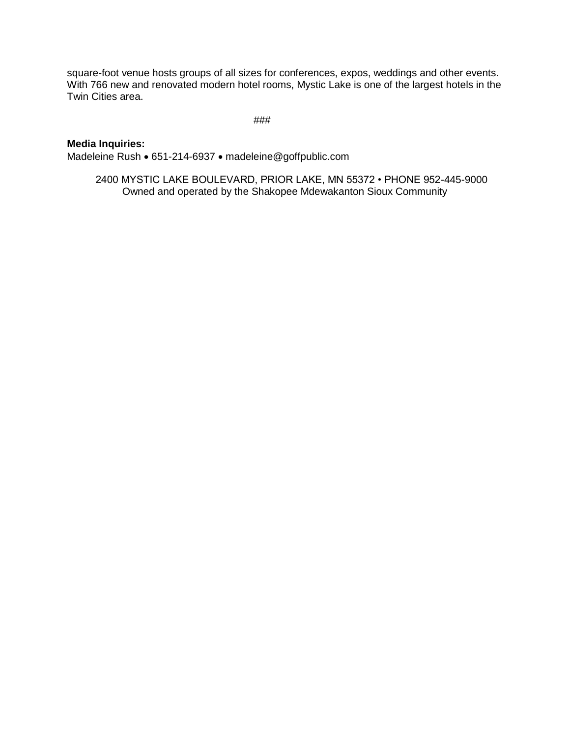square-foot venue hosts groups of all sizes for conferences, expos, weddings and other events. With 766 new and renovated modern hotel rooms, Mystic Lake is one of the largest hotels in the Twin Cities area.

###

**Media Inquiries:**
Madeleine Rush • 651-214-6937 • madeleine@goffpublic.com

2400 MYSTIC LAKE BOULEVARD, PRIOR LAKE, MN 55372 • PHONE 952-445-9000
Owned and operated by the Shakopee Mdewakanton Sioux Community